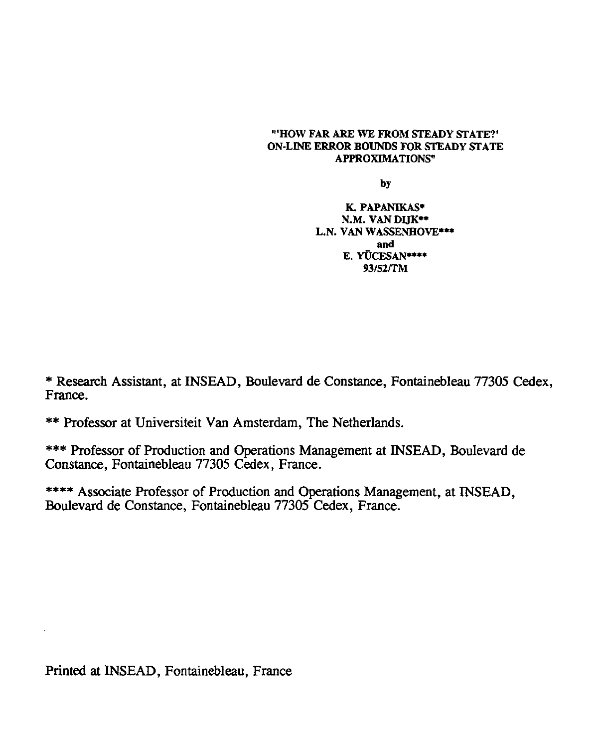**"'HOW FAR ARE WE FROM STEADY STATE?' ON-LINE ERROR BOUNDS FOR STEADY STATE APPROXIMATIONS"**

by

K. PAPANIKAS*
N.M. VAN DIJK**
L.N. VAN WASSENHOVE***
and
E. YÜCESAN****
93/52/TM

* Research Assistant, at INSEAD, Boulevard de Constance, Fontainebleau 77305 Cedex, France.

** Professor at Universiteit Van Amsterdam, The Netherlands.

*** Professor of Production and Operations Management at INSEAD, Boulevard de Constance, Fontainebleau 77305 Cedex, France.

**** Associate Professor of Production and Operations Management, at INSEAD, Boulevard de Constance, Fontainebleau 77305 Cedex, France.

Printed at INSEAD, Fontainebleau, France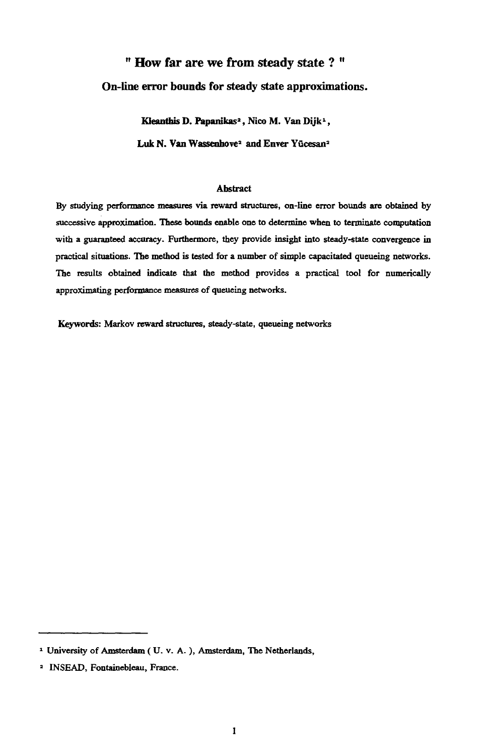# " How far are we from steady state ? "

## On-line error bounds for steady state approximations.

**Kleanthis D. Papanikas[2], Nico M. Van Dijk[1],**

**Luk N. Van Wassenhove[2] and Enver Yücesan[2]**

### Abstract

By studying performance measures via reward structures, on-line error bounds are obtained by successive approximation. These bounds enable one to determine when to terminate computation with a guaranteed accuracy. Furthermore, they provide insight into steady-state convergence in practical situations. The method is tested for a number of simple capacitated queueing networks. The results obtained indicate that the method provides a practical tool for numerically approximating performance measures of queueing networks.

Keywords: Markov reward structures, steady-state, queueing networks

---

[1] University of Amsterdam ( U. v. A. ), Amsterdam, The Netherlands,

[2] INSEAD, Fontainebleau, France.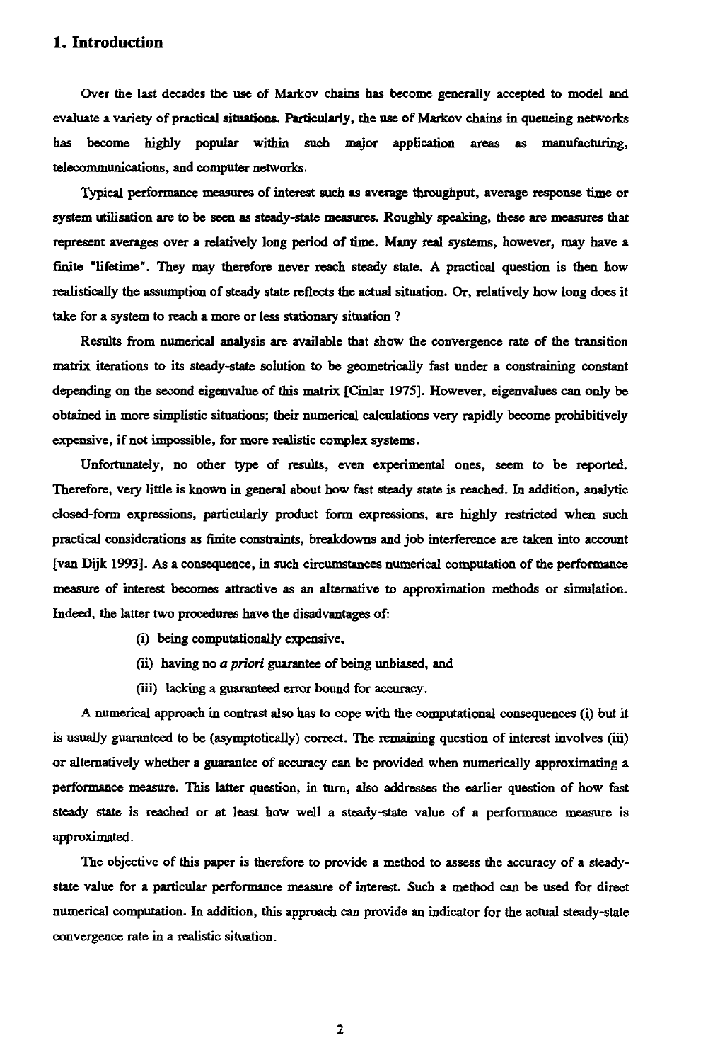## 1. Introduction

Over the last decades the use of Markov chains has become generally accepted to model and evaluate a variety of practical situations. Particularly, the use of Markov chains in queueing networks has become highly popular within such major application areas as manufacturing, telecommunications, and computer networks.

Typical performance measures of interest such as average throughput, average response time or system utilisation are to be seen as steady-state measures. Roughly speaking, these are measures that represent averages over a relatively long period of time. Many real systems, however, may have a finite "lifetime". They may therefore never reach steady state. A practical question is then how realistically the assumption of steady state reflects the actual situation. Or, relatively how long does it take for a system to reach a more or less stationary situation ?

Results from numerical analysis are available that show the convergence rate of the transition matrix iterations to its steady-state solution to be geometrically fast under a constraining constant depending on the second eigenvalue of this matrix [Cinlar 1975]. However, eigenvalues can only be obtained in more simplistic situations; their numerical calculations very rapidly become prohibitively expensive, if not impossible, for more realistic complex systems.

Unfortunately, no other type of results, even experimental ones, seem to be reported. Therefore, very little is known in general about how fast steady state is reached. In addition, analytic closed-form expressions, particularly product form expressions, are highly restricted when such practical considerations as finite constraints, breakdowns and job interference are taken into account [van Dijk 1993]. As a consequence, in such circumstances numerical computation of the performance measure of interest becomes attractive as an alternative to approximation methods or simulation. Indeed, the latter two procedures have the disadvantages of:

(i) being computationally expensive,

(ii) having no *a priori* guarantee of being unbiased, and

(iii) lacking a guaranteed error bound for accuracy.

A numerical approach in contrast also has to cope with the computational consequences (i) but it is usually guaranteed to be (asymptotically) correct. The remaining question of interest involves (iii) or alternatively whether a guarantee of accuracy can be provided when numerically approximating a performance measure. This latter question, in turn, also addresses the earlier question of how fast steady state is reached or at least how well a steady-state value of a performance measure is approximated.

The objective of this paper is therefore to provide a method to assess the accuracy of a steady-state value for a particular performance measure of interest. Such a method can be used for direct numerical computation. In addition, this approach can provide an indicator for the actual steady-state convergence rate in a realistic situation.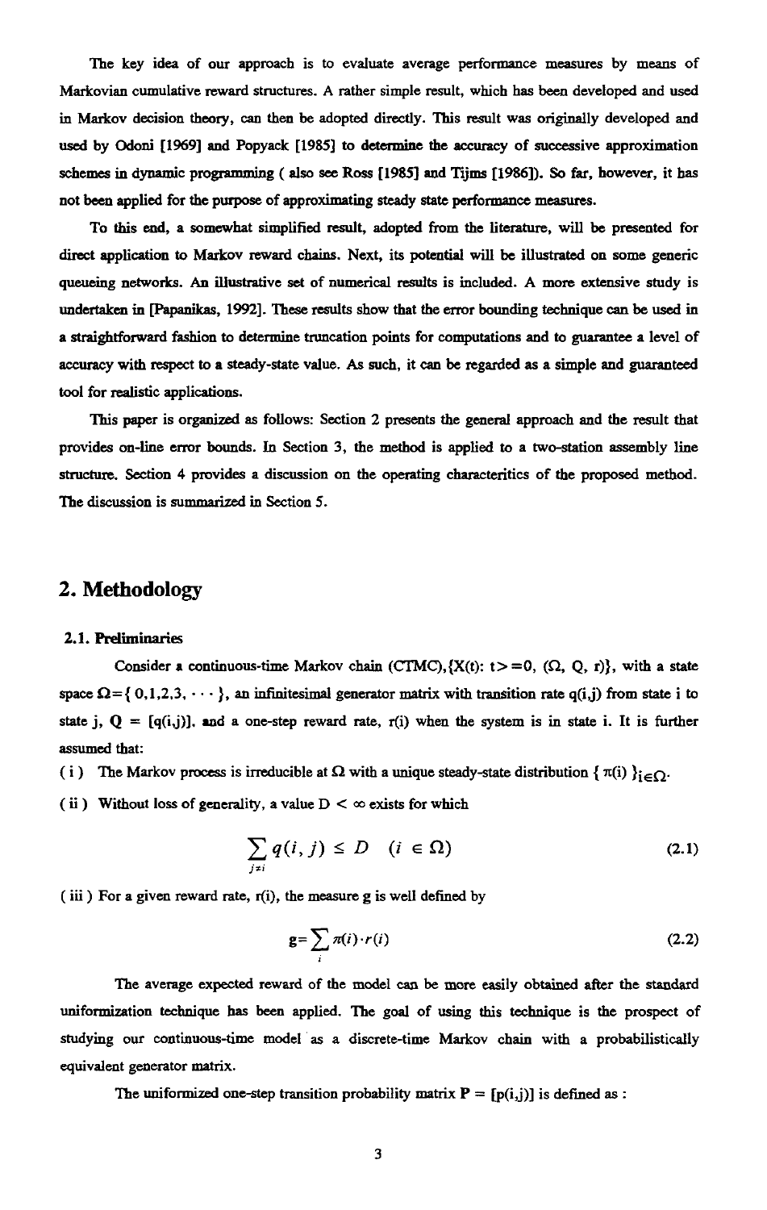The key idea of our approach is to evaluate average performance measures by means of Markovian cumulative reward structures. A rather simple result, which has been developed and used in Markov decision theory, can then be adopted directly. This result was originally developed and used by Odoni [1969] and Popyack [1985] to determine the accuracy of successive approximation schemes in dynamic programming ( also see Ross [1985] and Tijms [1986]). So far, however, it has not been applied for the purpose of approximating steady state performance measures.

To this end, a somewhat simplified result, adopted from the literature, will be presented for direct application to Markov reward chains. Next, its potential will be illustrated on some generic queueing networks. An illustrative set of numerical results is included. A more extensive study is undertaken in [Papanikas, 1992]. These results show that the error bounding technique can be used in a straightforward fashion to determine truncation points for computations and to guarantee a level of accuracy with respect to a steady-state value. As such, it can be regarded as a simple and guaranteed tool for realistic applications.

This paper is organized as follows: Section 2 presents the general approach and the result that provides on-line error bounds. In Section 3, the method is applied to a two-station assembly line structure. Section 4 provides a discussion on the operating characteritics of the proposed method. The discussion is summarized in Section 5.

## 2. Methodology

### 2.1. Preliminaries

Consider a continuous-time Markov chain (CTMC), $\{X(t): t>=0, (\Omega, Q, r)\}$, with a state space $\Omega=\{0,1,2,3,\cdots\}$, an infinitesimal generator matrix with transition rate $q(i,j)$ from state i to state j, $Q = [q(i,j)]$, and a one-step reward rate, $r(i)$ when the system is in state i. It is further assumed that:

( i ) The Markov process is irreducible at $\Omega$ with a unique steady-state distribution $\{\pi(i)\}_{i\in\Omega}$.

( ii ) Without loss of generality, a value $D < \infty$ exists for which

$$\sum_{j\neq i} q(i,j) \leq D \quad (i \in \Omega) \tag{2.1}$$

( iii ) For a given reward rate, $r(i)$, the measure g is well defined by

$$g=\sum_{i} \pi(i)\cdot r(i) \tag{2.2}$$

The average expected reward of the model can be more easily obtained after the standard uniformization technique has been applied. The goal of using this technique is the prospect of studying our continuous-time model as a discrete-time Markov chain with a probabilistically equivalent generator matrix.

The uniformized one-step transition probability matrix $\mathbf{P} = [p(i,j)]$ is defined as :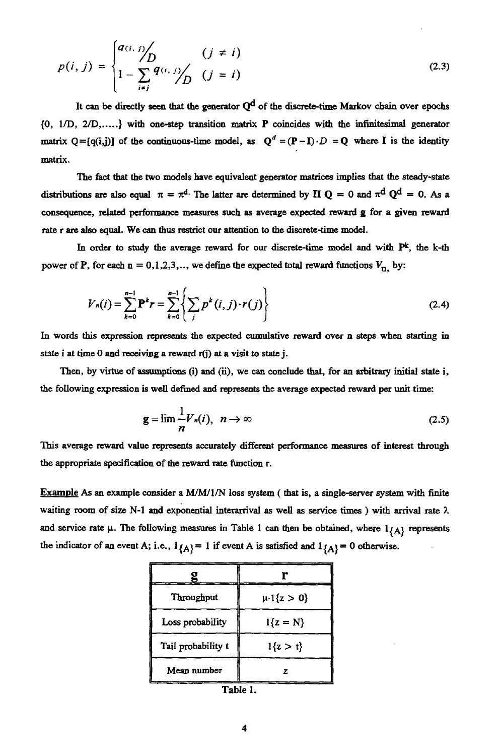$$p(i,j) = \begin{cases} q(i,j)/D & (j \neq i) \\ 1 - \sum_{i \neq j} q(i,j)/D & (j = i) \end{cases} \tag{2.3}$$

It can be directly seen that the generator $Q^d$ of the discrete-time Markov chain over epochs $\{0, 1/D, 2/D, \ldots\}$ with one-step transition matrix **P** coincides with the infinitesimal generator matrix $Q = [q(i,j)]$ of the continuous-time model, as $Q^d = (\mathbf{P} - \mathbf{I}) \cdot D = \mathbf{Q}$ where **I** is the identity matrix.

The fact that the two models have equivalent generator matrices implies that the steady-state distributions are also equal $\pi = \pi^d$. The latter are determined by $\Pi\, \mathbf{Q} = 0$ and $\pi^d\, Q^d = 0$. As a consequence, related performance measures such as average expected reward g for a given reward rate r are also equal. We can thus restrict our attention to the discrete-time model.

In order to study the average reward for our discrete-time model and with $\mathbf{P}^k$, the k-th power of **P**, for each $n = 0,1,2,3,\ldots$, we define the expected total reward functions $V_n$, by:

$$V_n(i) = \sum_{k=0}^{n-1} \mathbf{P}^k r = \sum_{k=0}^{n-1} \left\{ \sum_j p^k(i,j) \cdot r(j) \right\} \tag{2.4}$$

In words this expression represents the expected cumulative reward over n steps when starting in state i at time 0 and receiving a reward r(j) at a visit to state j.

Then, by virtue of assumptions (i) and (ii), we can conclude that, for an arbitrary initial state i, the following expression is well defined and represents the average expected reward per unit time:

$$g = \lim \frac{1}{n} V_n(i), \quad n \to \infty \tag{2.5}$$

This average reward value represents accurately different performance measures of interest through the appropriate specification of the reward rate function r.

<u>Example</u> As an example consider a M/M/1/N loss system ( that is, a single-server system with finite waiting room of size N-1 and exponential interarrival as well as service times ) with arrival rate $\lambda$ and service rate $\mu$. The following measures in Table 1 can then be obtained, where $1_{\{A\}}$ represents the indicator of an event A; i.e., $1_{\{A\}} = 1$ if event A is satisfied and $1_{\{A\}} = 0$ otherwise.

| g | r |
|---|---|
| Throughput | $\mu \cdot 1\{z > 0\}$ |
| Loss probability | $1\{z = N\}$ |
| Tail probability t | $1\{z > t\}$ |
| Mean number | z |

Table 1.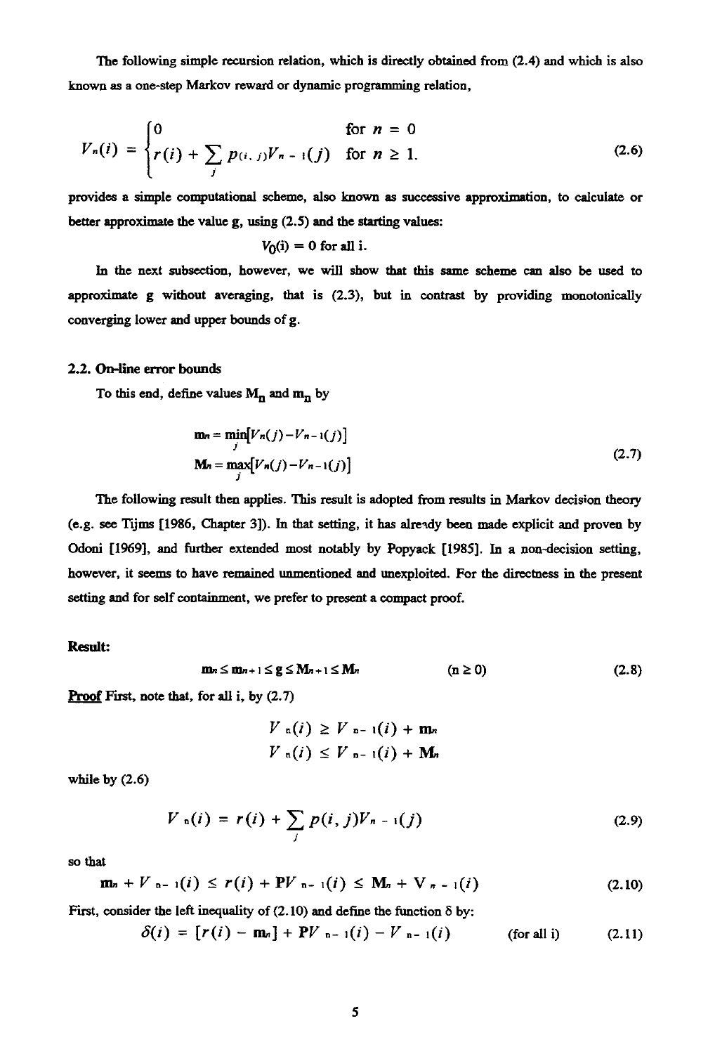The following simple recursion relation, which is directly obtained from (2.4) and which is also known as a one-step Markov reward or dynamic programming relation,

$$V_n(i) = \begin{cases} 0 & \text{for } n = 0 \\ r(i) + \sum_j p(i,j) V_{n-1}(j) & \text{for } n \geq 1. \end{cases} \tag{2.6}$$

provides a simple computational scheme, also known as successive approximation, to calculate or better approximate the value g, using (2.5) and the starting values:

$$V_0(i) = 0 \text{ for all i.}$$

In the next subsection, however, we will show that this same scheme can also be used to approximate g without averaging, that is (2.3), but in contrast by providing monotonically converging lower and upper bounds of g.

## 2.2. On-line error bounds

To this end, define values $M_n$ and $m_n$ by

$$\begin{aligned} m_n &= \min_j [V_n(j) - V_{n-1}(j)] \\ M_n &= \max_j [V_n(j) - V_{n-1}(j)] \end{aligned} \tag{2.7}$$

The following result then applies. This result is adopted from results in Markov decision theory (e.g. see Tijms [1986, Chapter 3]). In that setting, it has already been made explicit and proven by Odoni [1969], and further extended most notably by Popyack [1985]. In a non-decision setting, however, it seems to have remained unmentioned and unexploited. For the directness in the present setting and for self containment, we prefer to present a compact proof.

**Result:**

$$m_n \leq m_{n+1} \leq g \leq M_{n+1} \leq M_n \qquad (n \geq 0) \tag{2.8}$$

**Proof** First, note that, for all i, by (2.7)

$$\begin{aligned} V_n(i) &\geq V_{n-1}(i) + m_n \\ V_n(i) &\leq V_{n-1}(i) + M_n \end{aligned}$$

while by (2.6)

$$V_n(i) = r(i) + \sum_j p(i,j) V_{n-1}(j) \tag{2.9}$$

so that

$$m_n + V_{n-1}(i) \leq r(i) + PV_{n-1}(i) \leq M_n + V_{n-1}(i) \tag{2.10}$$

First, consider the left inequality of (2.10) and define the function $\delta$ by:

$$\delta(i) = [r(i) - m_n] + PV_{n-1}(i) - V_{n-1}(i) \qquad \text{(for all i)} \tag{2.11}$$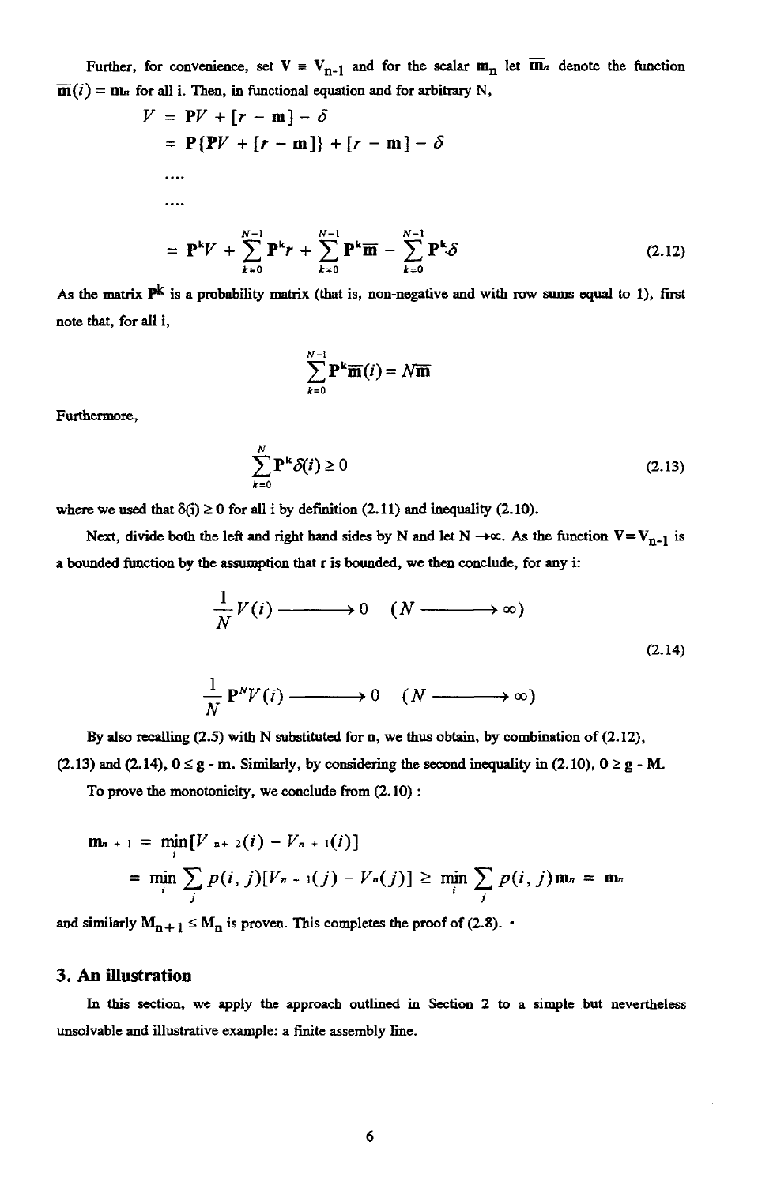Further, for convenience, set $\mathbf{V} \equiv \mathbf{V}_{n-1}$ and for the scalar $\mathbf{m}_n$ let $\overline{\mathbf{m}}_n$ denote the function $\overline{\mathbf{m}}(i) = \mathbf{m}_n$ for all i. Then, in functional equation and for arbitrary N,

$$
\begin{aligned}
V &= \mathbf{P}V + [r - \mathbf{m}] - \delta \\
&= \mathbf{P}\{\mathbf{P}V + [r - \mathbf{m}]\} + [r - \mathbf{m}] - \delta \\
&\cdots\cdots \\
&\cdots\cdots \\
&= \mathbf{P}^k V + \sum_{k=0}^{N-1} \mathbf{P}^k r + \sum_{k=0}^{N-1} \mathbf{P}^k \overline{\mathbf{m}} - \sum_{k=0}^{N-1} \mathbf{P}^k \delta
\end{aligned}
\tag{2.12}
$$

As the matrix $\mathbf{P}^k$ is a probability matrix (that is, non-negative and with row sums equal to 1), first note that, for all i,

$$
\sum_{k=0}^{N-1} \mathbf{P}^k \overline{\mathbf{m}}(i) = N\overline{\mathbf{m}}
$$

Furthermore,

$$
\sum_{k=0}^{N} \mathbf{P}^k \delta(i) \geq 0 \tag{2.13}
$$

where we used that $\delta(i) \geq 0$ for all i by definition (2.11) and inequality (2.10).

Next, divide both the left and right hand sides by N and let $N \to \infty$. As the function $\mathbf{V} = \mathbf{V}_{n-1}$ is a bounded function by the assumption that r is bounded, we then conclude, for any i:

$$
\frac{1}{N} V(i) \longrightarrow 0 \quad (N \longrightarrow \infty)
$$

$$
\frac{1}{N} \mathbf{P}^N V(i) \longrightarrow 0 \quad (N \longrightarrow \infty) \tag{2.14}
$$

By also recalling (2.5) with N substituted for n, we thus obtain, by combination of (2.12), (2.13) and (2.14), $0 \leq \mathbf{g} - \mathbf{m}$. Similarly, by considering the second inequality in (2.10), $0 \geq \mathbf{g} - \mathbf{M}$.

To prove the monotonicity, we conclude from (2.10) :

$$
\begin{aligned}
\mathbf{m}_{n+1} &= \min_i [V_{n+2}(i) - V_{n+1}(i)] \\
&= \min_i \sum_j p(i,j)[V_{n+1}(j) - V_n(j)] \geq \min_i \sum_j p(i,j)\mathbf{m}_n = \mathbf{m}_n
\end{aligned}
$$

and similarly $\mathbf{M}_{n+1} \leq \mathbf{M}_n$ is proven. This completes the proof of (2.8). $\cdot$

## 3. An illustration

In this section, we apply the approach outlined in Section 2 to a simple but nevertheless unsolvable and illustrative example: a finite assembly line.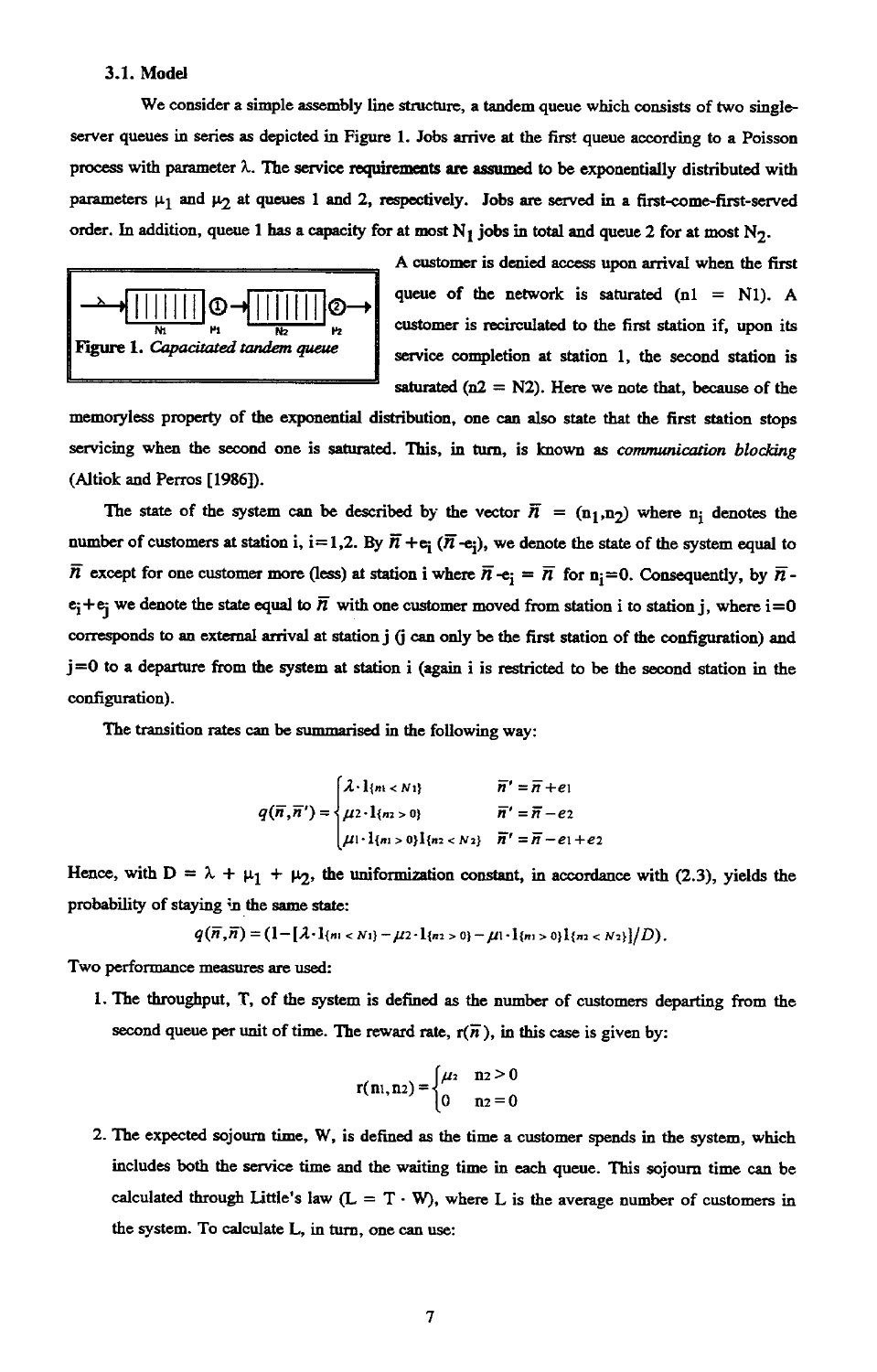### 3.1. Model

We consider a simple assembly line structure, a tandem queue which consists of two single-server queues in series as depicted in Figure 1. Jobs arrive at the first queue according to a Poisson process with parameter $\lambda$. The service requirements are assumed to be exponentially distributed with parameters $\mu_1$ and $\mu_2$ at queues 1 and 2, respectively. Jobs are served in a first-come-first-served order. In addition, queue 1 has a capacity for at most $N_1$ jobs in total and queue 2 for at most $N_2$.

Figure 1. *Capacitated tandem queue*

A customer is denied access upon arrival when the first queue of the network is saturated ($n1 = N1$). A customer is recirculated to the first station if, upon its service completion at station 1, the second station is saturated ($n2 = N2$). Here we note that, because of the memoryless property of the exponential distribution, one can also state that the first station stops servicing when the second one is saturated. This, in turn, is known as *communication blocking* (Altiok and Perros [1986]).

The state of the system can be described by the vector $\bar{n} = (n_1,n_2)$ where $n_i$ denotes the number of customers at station i, i=1,2. By $\bar{n}+e_i$ ($\bar{n}-e_i$), we denote the state of the system equal to $\bar{n}$ except for one customer more (less) at station i where $\bar{n}-e_i = \bar{n}$ for $n_i=0$. Consequently, by $\bar{n}-e_i+e_j$ we denote the state equal to $\bar{n}$ with one customer moved from station i to station j, where i=0 corresponds to an external arrival at station j (j can only be the first station of the configuration) and j=0 to a departure from the system at station i (again i is restricted to be the second station in the configuration).

The transition rates can be summarised in the following way:

$$q(\bar{n},\bar{n}') = \begin{cases} \lambda \cdot 1_{\{n_1 < N_1\}} & \bar{n}' = \bar{n}+e_1 \\ \mu_2 \cdot 1_{\{n_2 > 0\}} & \bar{n}' = \bar{n}-e_2 \\ \mu_1 \cdot 1_{\{n_1 > 0\}} 1_{\{n_2 < N_2\}} & \bar{n}' = \bar{n}-e_1+e_2 \end{cases}$$

Hence, with $D = \lambda + \mu_1 + \mu_2$, the uniformization constant, in accordance with (2.3), yields the probability of staying in the same state:

$$q(\bar{n},\bar{n}) = (1-[\lambda \cdot 1_{\{n_1 < N_1\}} - \mu_2 \cdot 1_{\{n_2 > 0\}} - \mu_1 \cdot 1_{\{n_1 > 0\}} 1_{\{n_2 < N_2\}}]/D).$$

Two performance measures are used:

1. The throughput, T, of the system is defined as the number of customers departing from the second queue per unit of time. The reward rate, $r(\bar{n})$, in this case is given by:

$$r(n_1,n_2) = \begin{cases} \mu_2 & n_2 > 0 \\ 0 & n_2 = 0 \end{cases}$$

2. The expected sojourn time, W, is defined as the time a customer spends in the system, which includes both the service time and the waiting time in each queue. This sojourn time can be calculated through Little's law ($L = T \cdot W$), where L is the average number of customers in the system. To calculate L, in turn, one can use: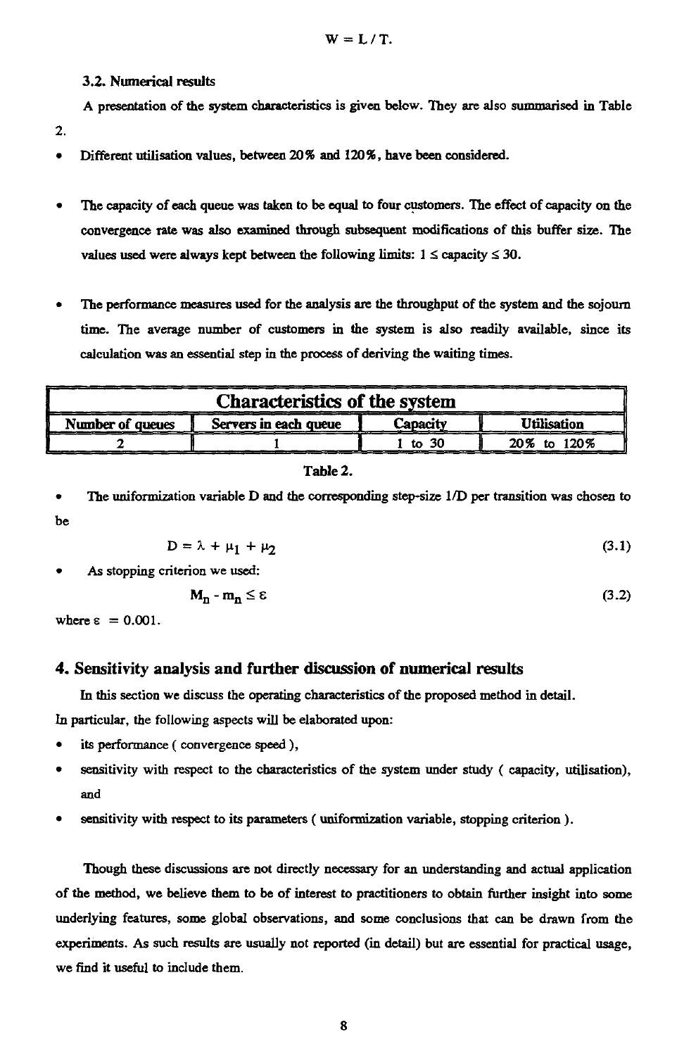$$W = L / T.$$

### 3.2. Numerical results

A presentation of the system characteristics is given below. They are also summarised in Table 2.

- Different utilisation values, between 20% and 120%, have been considered.

- The capacity of each queue was taken to be equal to four customers. The effect of capacity on the convergence rate was also examined through subsequent modifications of this buffer size. The values used were always kept between the following limits: $1 \leq$ capacity $\leq 30$.

- The performance measures used for the analysis are the throughput of the system and the sojourn time. The average number of customers in the system is also readily available, since its calculation was an essential step in the process of deriving the waiting times.

| Characteristics of the system | | | |
|---|---|---|---|
| Number of queues | Servers in each queue | Capacity | Utilisation |
| 2 | 1 | 1 to 30 | 20% to 120% |

Table 2.

- The uniformization variable D and the corresponding step-size 1/D per transition was chosen to be

$$D = \lambda + \mu_1 + \mu_2 \tag{3.1}$$

- As stopping criterion we used:

$$M_n - m_n \leq \varepsilon \tag{3.2}$$

where $\varepsilon = 0.001$.

## 4. Sensitivity analysis and further discussion of numerical results

In this section we discuss the operating characteristics of the proposed method in detail.
In particular, the following aspects will be elaborated upon:

- its performance ( convergence speed ),
- sensitivity with respect to the characteristics of the system under study ( capacity, utilisation), and
- sensitivity with respect to its parameters ( uniformization variable, stopping criterion ).

Though these discussions are not directly necessary for an understanding and actual application of the method, we believe them to be of interest to practitioners to obtain further insight into some underlying features, some global observations, and some conclusions that can be drawn from the experiments. As such results are usually not reported (in detail) but are essential for practical usage, we find it useful to include them.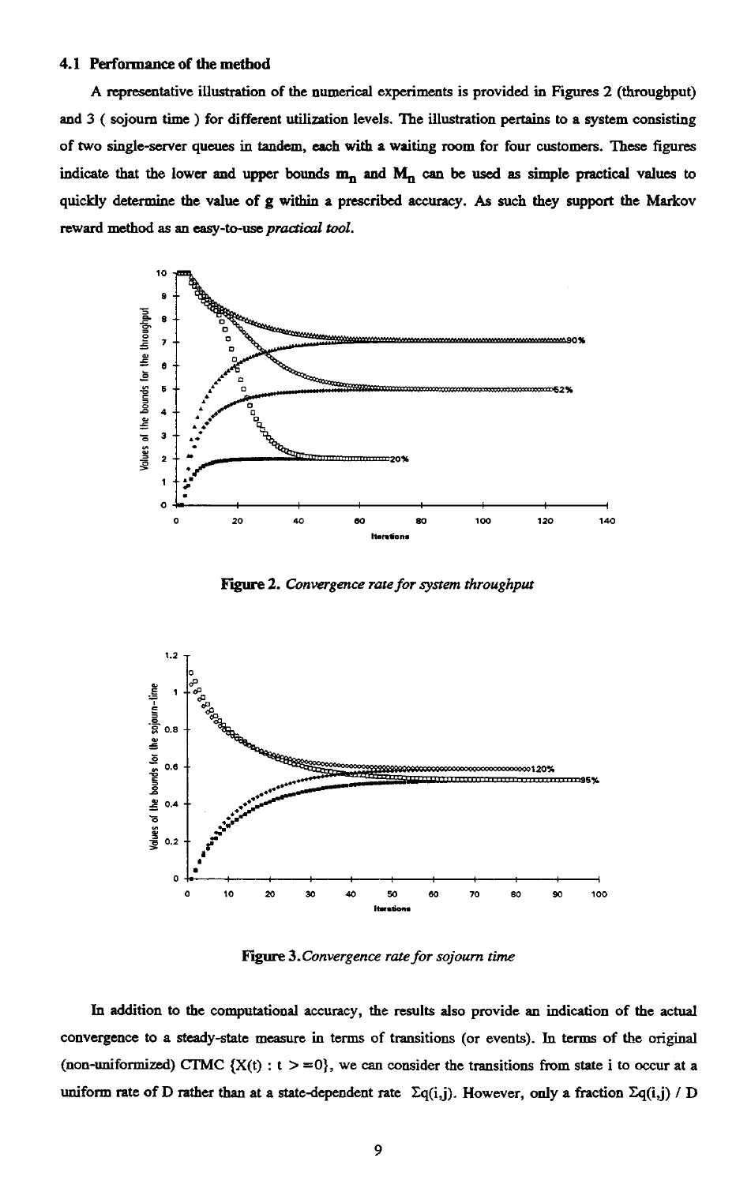### 4.1 Performance of the method

A representative illustration of the numerical experiments is provided in Figures 2 (throughput) and 3 ( sojourn time ) for different utilization levels. The illustration pertains to a system consisting of two single-server queues in tandem, each with a waiting room for four customers. These figures indicate that the lower and upper bounds $m_n$ and $M_n$ can be used as simple practical values to quickly determine the value of g within a prescribed accuracy. As such they support the Markov reward method as an easy-to-use *practical tool.*

**Figure 2.** *Convergence rate for system throughput*

**Figure 3.** *Convergence rate for sojourn time*

In addition to the computational accuracy, the results also provide an indication of the actual convergence to a steady-state measure in terms of transitions (or events). In terms of the original (non-uniformized) CTMC $\{X(t) : t >= 0\}$, we can consider the transitions from state i to occur at a uniform rate of D rather than at a state-dependent rate $\Sigma q(i,j)$. However, only a fraction $\Sigma q(i,j) / D$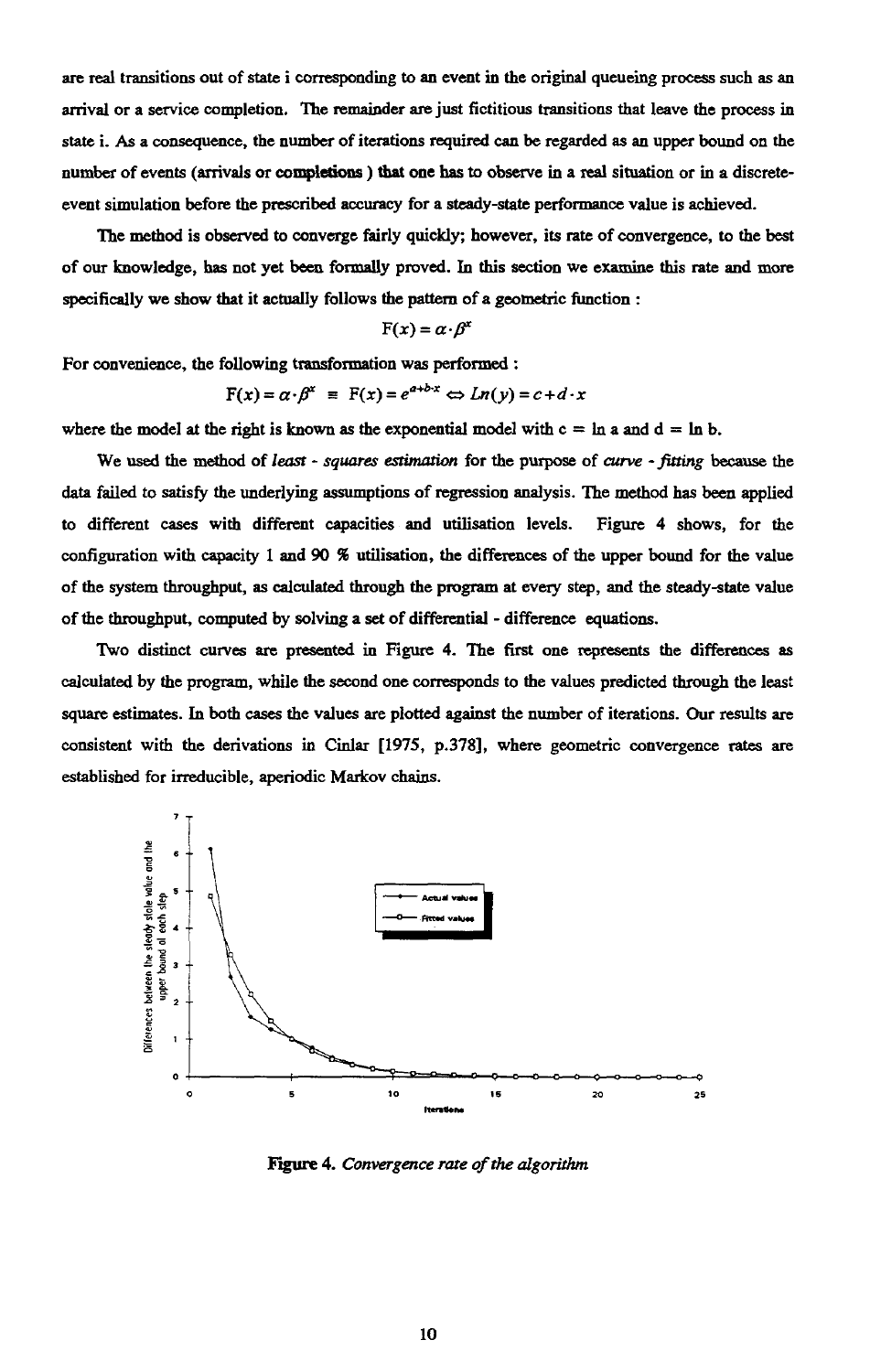are real transitions out of state i corresponding to an event in the original queueing process such as an arrival or a service completion. The remainder are just fictitious transitions that leave the process in state i. As a consequence, the number of iterations required can be regarded as an upper bound on the number of events (arrivals or **completions** ) **that** one **has** to observe in a real situation or in a discrete-event simulation before the prescribed accuracy for a steady-state performance value is achieved.

The method is observed to converge fairly quickly; however, its rate of convergence, to the best of our knowledge, has not yet been formally proved. In this section we examine this rate and more specifically we show that it actually follows the pattern of a geometric function :

$$F(x) = \alpha \cdot \beta^x$$

For convenience, the following transformation was performed :

$$F(x) = \alpha \cdot \beta^x \equiv F(x) = e^{a+b \cdot x} \Leftrightarrow Ln(y) = c + d \cdot x$$

where the model at the right is known as the exponential model with c = ln a and d = ln b.

We used the method of *least - squares estimation* for the purpose of *curve - fitting* because the data failed to satisfy the underlying assumptions of regression analysis. The method has been applied to different cases with different capacities and utilisation levels. Figure 4 shows, for the configuration with capacity 1 and 90 % utilisation, the differences of the upper bound for the value of the system throughput, as calculated through the program at every step, and the steady-state value of the throughput, computed by solving a set of differential - difference equations.

Two distinct curves are presented in Figure 4. The first one represents the differences as calculated by the program, while the second one corresponds to the values predicted through the least square estimates. In both cases the values are plotted against the number of iterations. Our results are consistent with the derivations in Cinlar [1975, p.378], where geometric convergence rates are established for irreducible, aperiodic Markov chains.

**Figure 4.** *Convergence rate of the algorithm*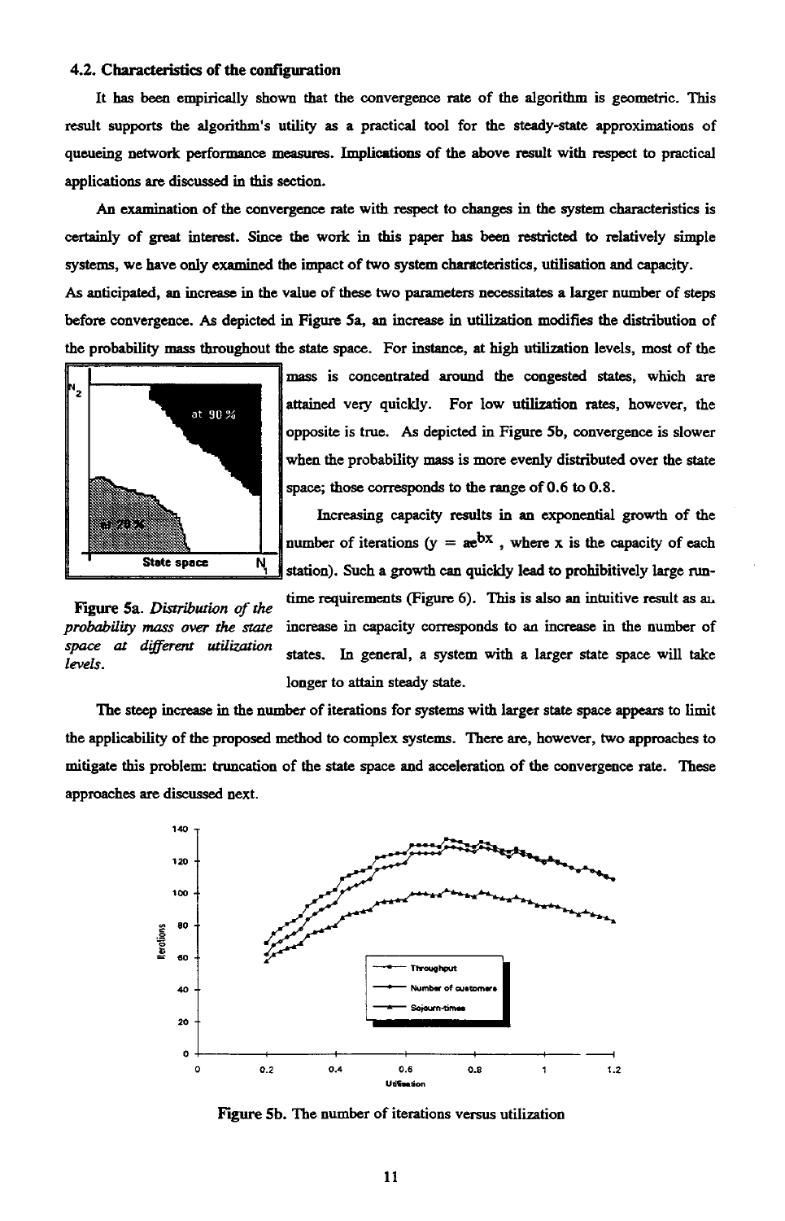### 4.2. Characteristics of the configuration

It has been empirically shown that the convergence rate of the algorithm is geometric. This result supports the algorithm's utility as a practical tool for the steady-state approximations of queueing network performance measures. Implications of the above result with respect to practical applications are discussed in this section.

An examination of the convergence rate with respect to changes in the system characteristics is certainly of great interest. Since the work in this paper has been restricted to relatively simple systems, we have only examined the impact of two system characteristics, utilisation and capacity.

As anticipated, an increase in the value of these two parameters necessitates a larger number of steps before convergence. As depicted in Figure 5a, an increase in utilization modifies the distribution of the probability mass throughout the state space. For instance, at high utilization levels, most of the mass is concentrated around the congested states, which are attained very quickly. For low utilization rates, however, the opposite is true. As depicted in Figure 5b, convergence is slower when the probability mass is more evenly distributed over the state space; those corresponds to the range of 0.6 to 0.8.

**Figure 5a.** *Distribution of the probability mass over the state space at different utilization levels.*

Increasing capacity results in an exponential growth of the number of iterations ($y = ae^{bx}$, where x is the capacity of each station). Such a growth can quickly lead to prohibitively large run-time requirements (Figure 6). This is also an intuitive result as an increase in capacity corresponds to an increase in the number of states. In general, a system with a larger state space will take longer to attain steady state.

The steep increase in the number of iterations for systems with larger state space appears to limit the applicability of the proposed method to complex systems. There are, however, two approaches to mitigate this problem: truncation of the state space and acceleration of the convergence rate. These approaches are discussed next.

**Figure 5b.** The number of iterations versus utilization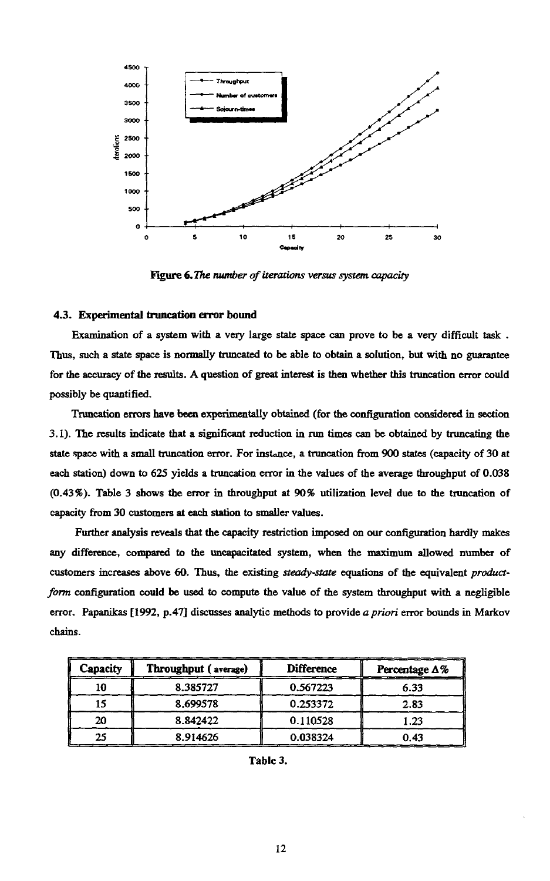Figure 6. *The number of iterations versus system capacity*

### 4.3. Experimental truncation error bound

Examination of a system with a very large state space can prove to be a very difficult task . Thus, such a state space is normally truncated to be able to obtain a solution, but with no guarantee for the accuracy of the results. A question of great interest is then whether this truncation error could possibly be quantified.

Truncation errors have been experimentally obtained (for the configuration considered in section 3.1). The results indicate that a significant reduction in run times can be obtained by truncating the state space with a small truncation error. For instance, a truncation from 900 states (capacity of 30 at each station) down to 625 yields a truncation error in the values of the average throughput of 0.038 (0.43%). Table 3 shows the error in throughput at 90% utilization level due to the truncation of capacity from 30 customers at each station to smaller values.

Further analysis reveals that the capacity restriction imposed on our configuration hardly makes any difference, compared to the uncapacitated system, when the maximum allowed number of customers increases above 60. Thus, the existing *steady-state* equations of the equivalent *product-form* configuration could be used to compute the value of the system throughput with a negligible error. Papanikas [1992, p.47] discusses analytic methods to provide *a priori* error bounds in Markov chains.

| Capacity | Throughput ( average) | Difference | Percentage $\Delta$% |
|---|---|---|---|
| 10 | 8.385727 | 0.567223 | 6.33 |
| 15 | 8.699578 | 0.253372 | 2.83 |
| 20 | 8.842422 | 0.110528 | 1.23 |
| 25 | 8.914626 | 0.038324 | 0.43 |

**Table 3.**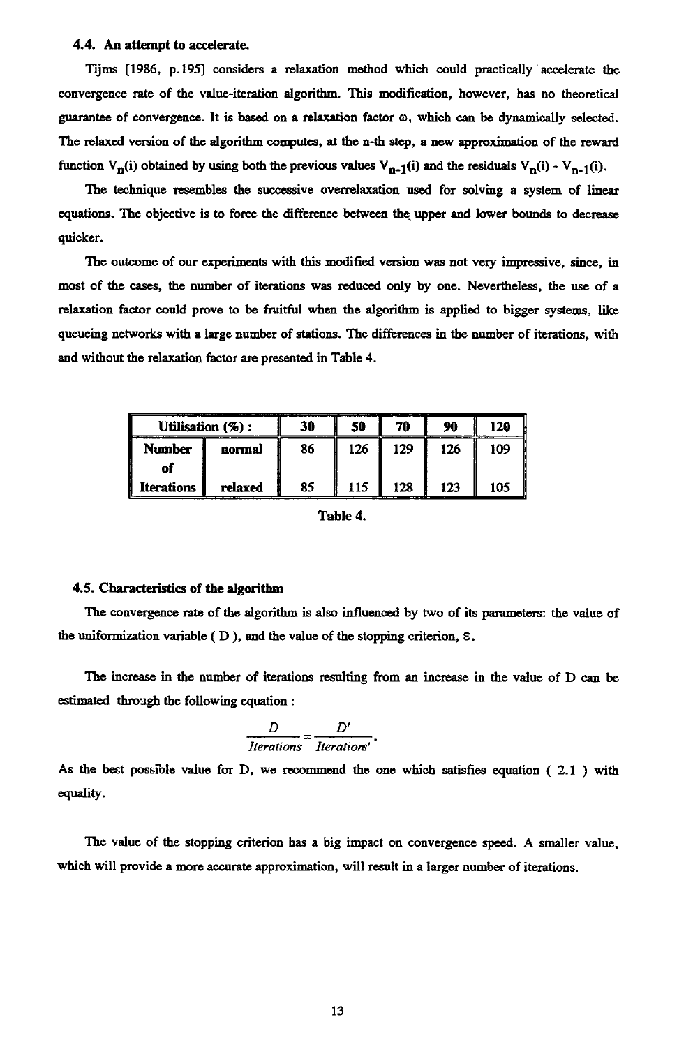### 4.4. An attempt to accelerate.

Tijms [1986, p.195] considers a relaxation method which could practically accelerate the convergence rate of the value-iteration algorithm. This modification, however, has no theoretical guarantee of convergence. It is based on a relaxation factor $\omega$, which can be dynamically selected. The relaxed version of the algorithm computes, at the n-th step, a new approximation of the reward function $V_n(i)$ obtained by using both the previous values $V_{n-1}(i)$ and the residuals $V_n(i) - V_{n-1}(i)$.

The technique resembles the successive overrelaxation used for solving a system of linear equations. The objective is to force the difference between the upper and lower bounds to decrease quicker.

The outcome of our experiments with this modified version was not very impressive, since, in most of the cases, the number of iterations was reduced only by one. Nevertheless, the use of a relaxation factor could prove to be fruitful when the algorithm is applied to bigger systems, like queueing networks with a large number of stations. The differences in the number of iterations, with and without the relaxation factor are presented in Table 4.

| Utilisation (%) : | | 30 | 50 | 70 | 90 | 120 |
|---|---|---|---|---|---|---|
| Number of Iterations | normal | 86 | 126 | 129 | 126 | 109 |
| | relaxed | 85 | 115 | 128 | 123 | 105 |

Table 4.

### 4.5. Characteristics of the algorithm

The convergence rate of the algorithm is also influenced by two of its parameters: the value of the uniformization variable ( D ), and the value of the stopping criterion, $\varepsilon$.

The increase in the number of iterations resulting from an increase in the value of D can be estimated through the following equation :

$$\frac{D}{Iterations} = \frac{D'}{Iterations'}.$$

As the best possible value for D, we recommend the one which satisfies equation ( 2.1 ) with equality.

The value of the stopping criterion has a big impact on convergence speed. A smaller value, which will provide a more accurate approximation, will result in a larger number of iterations.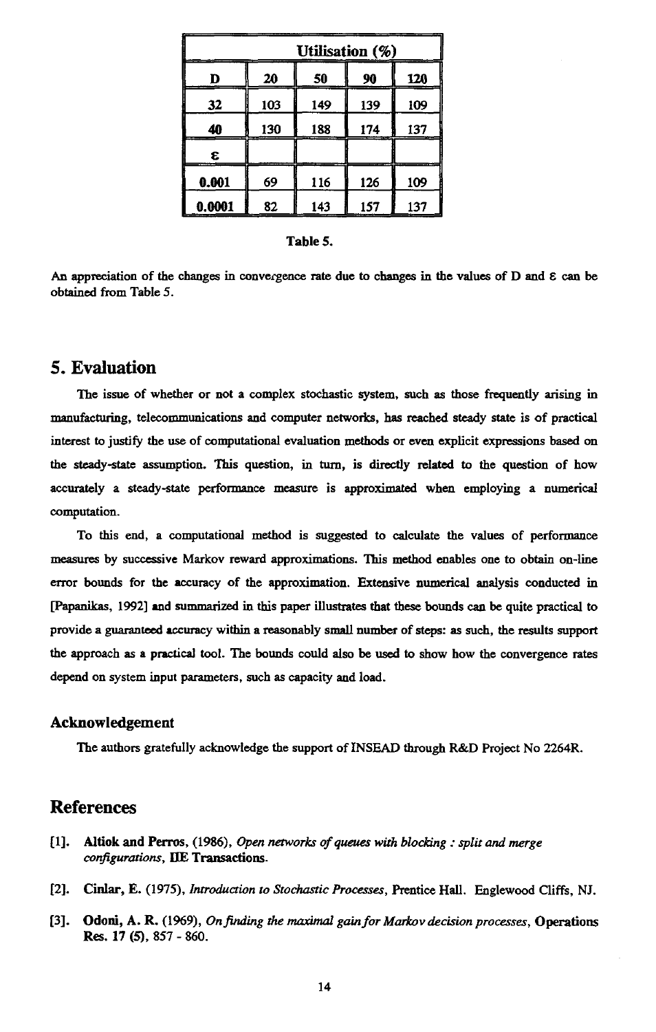| Utilisation (%) | | | | |
|---|---|---|---|---|
| **D** | **20** | **50** | **90** | **120** |
| **32** | 103 | 149 | 139 | 109 |
| **40** | 130 | 188 | 174 | 137 |
| **$\varepsilon$** | | | | |
| **0.001** | 69 | 116 | 126 | 109 |
| **0.0001** | 82 | 143 | 157 | 137 |

**Table 5.**

An appreciation of the changes in convergence rate due to changes in the values of D and $\varepsilon$ can be obtained from Table 5.

# 5. Evaluation

The issue of whether or not a complex stochastic system, such as those frequently arising in manufacturing, telecommunications and computer networks, has reached steady state is of practical interest to justify the use of computational evaluation methods or even explicit expressions based on the steady-state assumption. This question, in turn, is directly related to the question of how accurately a steady-state performance measure is approximated when employing a numerical computation.

To this end, a computational method is suggested to calculate the values of performance measures by successive Markov reward approximations. This method enables one to obtain on-line error bounds for the accuracy of the approximation. Extensive numerical analysis conducted in [Papanikas, 1992] and summarized in this paper illustrates that these bounds can be quite practical to provide a guaranteed accuracy within a reasonably small number of steps: as such, the results support the approach as a practical tool. The bounds could also be used to show how the convergence rates depend on system input parameters, such as capacity and load.

## Acknowledgement

The authors gratefully acknowledge the support of INSEAD through R&D Project No 2264R.

# References

[1]. **Altiok and Perros**, (1986), *Open networks of queues with blocking : split and merge configurations*, **IIE Transactions**.

[2]. **Cinlar, E.** (1975), *Introduction to Stochastic Processes*, Prentice Hall. Englewood Cliffs, NJ.

[3]. **Odoni, A. R.** (1969), *On finding the maximal gain for Markov decision processes*, **Operations Res. 17 (5)**, 857 - 860.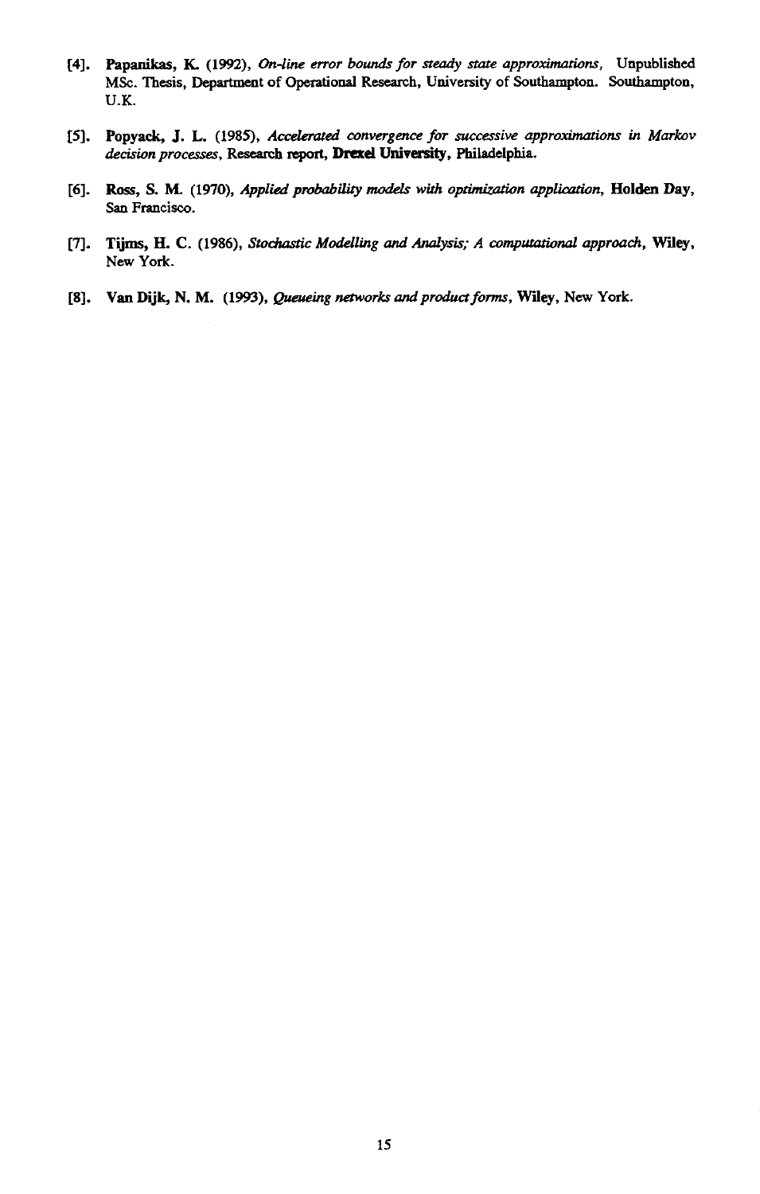[4]. **Papanikas, K.** (1992), *On-line error bounds for steady state approximations,* Unpublished MSc. Thesis, Department of Operational Research, University of Southampton. Southampton, U.K.

[5]. **Popyack, J. L.** (1985), *Accelerated convergence for successive approximations in Markov decision processes*, Research report, **Drexel University**, Philadelphia.

[6]. **Ross, S. M.** (1970), *Applied probability models with optimization application,* **Holden Day**, San Francisco.

[7]. **Tijms, H. C.** (1986), *Stochastic Modelling and Analysis; A computational approach*, **Wiley**, New York.

[8]. **Van Dijk, N. M.** (1993), *Queueing networks and product forms*, **Wiley**, New York.